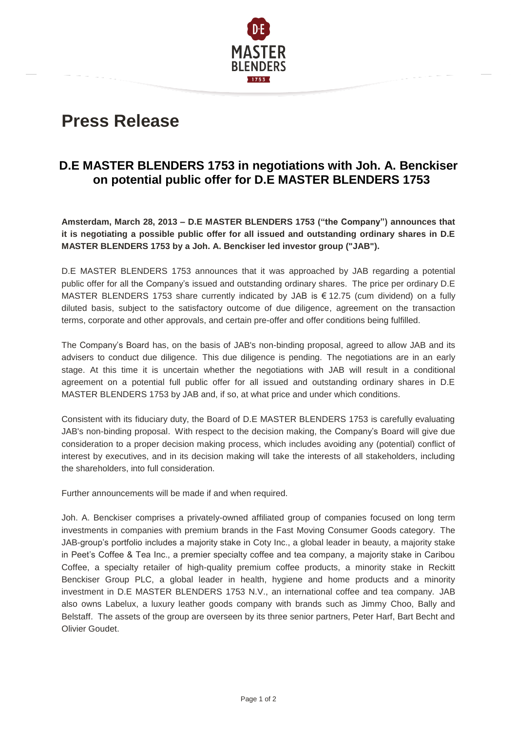# Press Release

## D.E MASTER BLENDERS 1753 in negotiations with Joh. A. Benckiser on potential public offer for D.E MASTER BLENDERS 1753

**Amsterdam, March 28, 2013 – D.E MASTER BLENDERS 1753 ("the Company") announces that it is negotiating a possible public offer for all issued and outstanding ordinary shares in D.E MASTER BLENDERS 1753 by a Joh. A. Benckiser led investor group ("JAB").**

D.E MASTER BLENDERS 1753 announces that it was approached by JAB regarding a potential public offer for all the Company's issued and outstanding ordinary shares. The price per ordinary D.E MASTER BLENDERS 1753 share currently indicated by JAB is € 12.75 (cum dividend) on a fully diluted basis, subject to the satisfactory outcome of due diligence, agreement on the transaction terms, corporate and other approvals, and certain pre-offer and offer conditions being fulfilled.

The Company's Board has, on the basis of JAB's non-binding proposal, agreed to allow JAB and its advisers to conduct due diligence. This due diligence is pending. The negotiations are in an early stage. At this time it is uncertain whether the negotiations with JAB will result in a conditional agreement on a potential full public offer for all issued and outstanding ordinary shares in D.E MASTER BLENDERS 1753 by JAB and, if so, at what price and under which conditions.

Consistent with its fiduciary duty, the Board of D.E MASTER BLENDERS 1753 is carefully evaluating JAB's non-binding proposal. With respect to the decision making, the Company's Board will give due consideration to a proper decision making process, which includes avoiding any (potential) conflict of interest by executives, and in its decision making will take the interests of all stakeholders, including the shareholders, into full consideration.

Further announcements will be made if and when required.

Joh. A. Benckiser comprises a privately-owned affiliated group of companies focused on long term investments in companies with premium brands in the Fast Moving Consumer Goods category. The JAB-group's portfolio includes a majority stake in Coty Inc., a global leader in beauty, a majority stake in Peet's Coffee & Tea Inc., a premier specialty coffee and tea company, a majority stake in Caribou Coffee, a specialty retailer of high-quality premium coffee products, a minority stake in Reckitt Benckiser Group PLC, a global leader in health, hygiene and home products and a minority investment in D.E MASTER BLENDERS 1753 N.V., an international coffee and tea company. JAB also owns Labelux, a luxury leather goods company with brands such as Jimmy Choo, Bally and Belstaff. The assets of the group are overseen by its three senior partners, Peter Harf, Bart Becht and Olivier Goudet.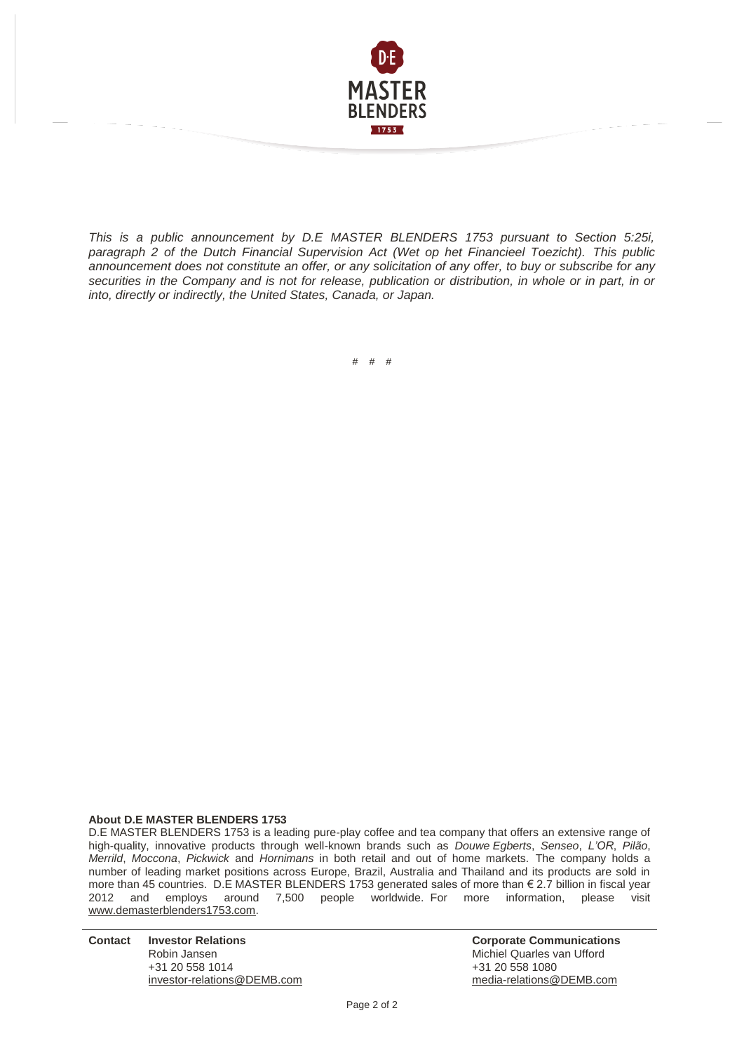*This is a public announcement by D.E MASTER BLENDERS 1753 pursuant to Section 5:25i, paragraph 2 of the Dutch Financial Supervision Act (Wet op het Financieel Toezicht). This public announcement does not constitute an offer, or any solicitation of any offer, to buy or subscribe for any securities in the Company and is not for release, publication or distribution, in whole or in part, in or into, directly or indirectly, the United States, Canada, or Japan.*

# # #

**About D.E MASTER BLENDERS 1753**

D.E MASTER BLENDERS 1753 is a leading pure-play coffee and tea company that offers an extensive range of high-quality, innovative products through well-known brands such as *Douwe Egberts*, *Senseo*, *L'OR*, *Pilão*, *Merrild*, *Moccona*, *Pickwick* and *Hornimans* in both retail and out of home markets. The company holds a number of leading market positions across Europe, Brazil, Australia and Thailand and its products are sold in more than 45 countries. D.E MASTER BLENDERS 1753 generated sales of more than € 2.7 billion in fiscal year 2012 and employs around 7,500 people worldwide. For more information, please visit www.demasterblenders1753.com.

**Contact**

**Investor Relations**
Robin Jansen
+31 20 558 1014
investor-relations@DEMB.com

**Corporate Communications**
Michiel Quarles van Ufford
+31 20 558 1080
media-relations@DEMB.com